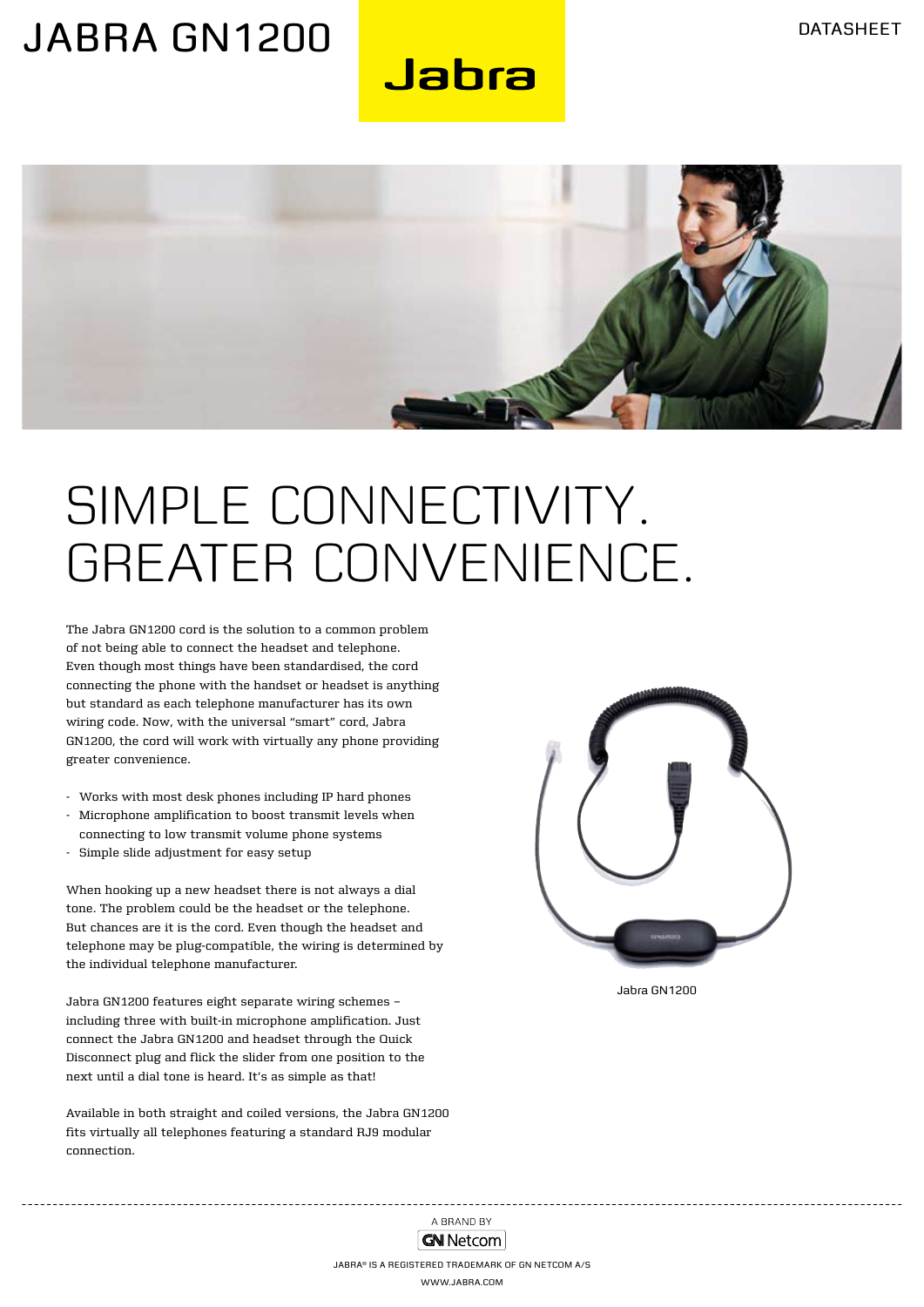# JABRA GN1200

DATASHEET

# SIMPLE CONNECTIVITY. GREATER CONVENIENCE.

The Jabra GN1200 cord is the solution to a common problem of not being able to connect the headset and telephone. Even though most things have been standardised, the cord connecting the phone with the handset or headset is anything but standard as each telephone manufacturer has its own wiring code. Now, with the universal "smart" cord, Jabra GN1200, the cord will work with virtually any phone providing greater convenience.

- Works with most desk phones including IP hard phones
- Microphone amplification to boost transmit levels when connecting to low transmit volume phone systems
- Simple slide adjustment for easy setup

When hooking up a new headset there is not always a dial tone. The problem could be the headset or the telephone. But chances are it is the cord. Even though the headset and telephone may be plug-compatible, the wiring is determined by the individual telephone manufacturer.

Jabra GN1200 features eight separate wiring schemes – including three with built-in microphone amplification. Just connect the Jabra GN1200 and headset through the Quick Disconnect plug and flick the slider from one position to the next until a dial tone is heard. It's as simple as that!

Available in both straight and coiled versions, the Jabra GN1200 fits virtually all telephones featuring a standard RJ9 modular connection.

Jabra GN1200

A BRAND BY GN Netcom

JABRA® IS A REGISTERED TRADEMARK OF GN NETCOM A/S

WWW.JABRA.COM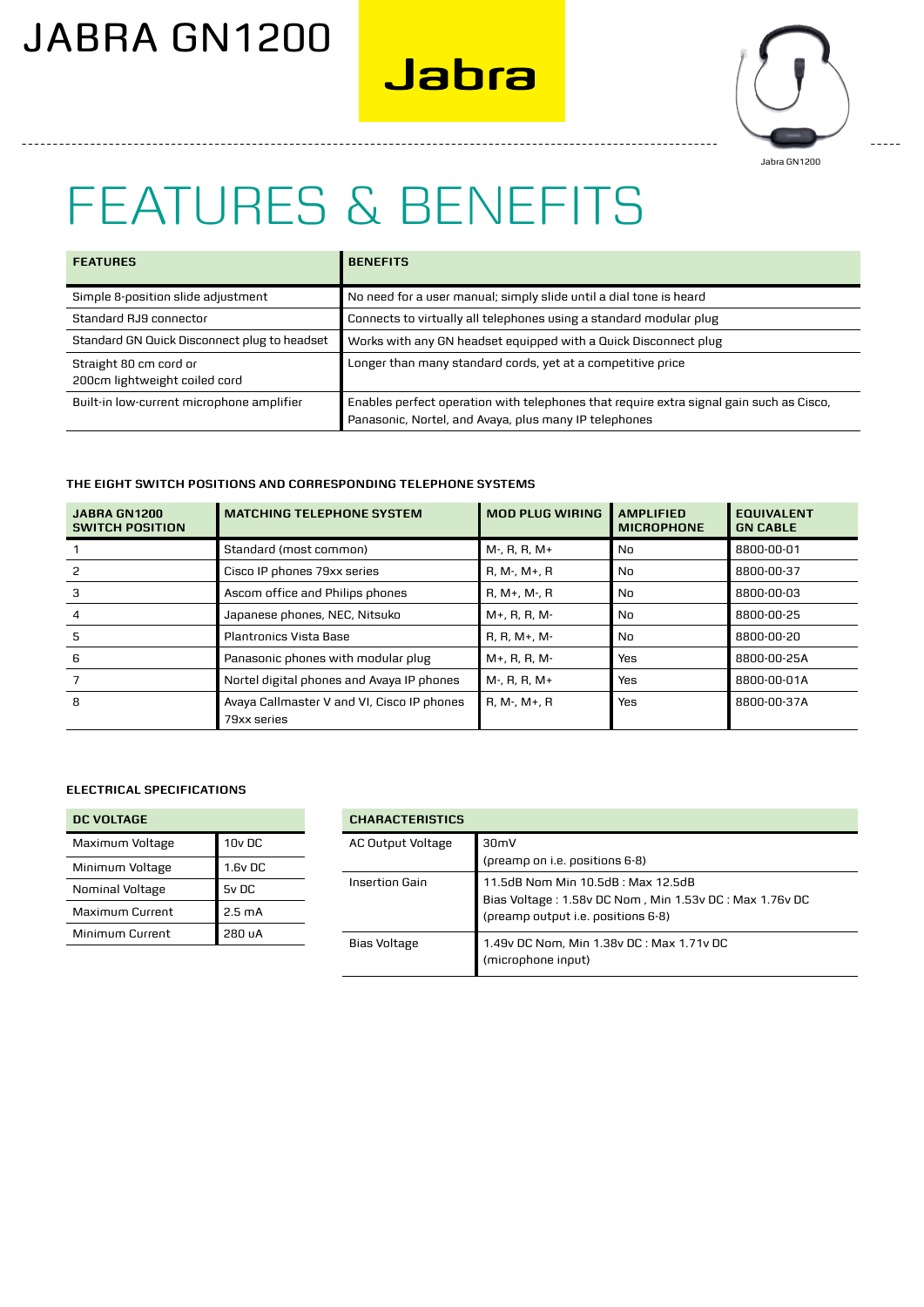# JABRA GN1200

Jabra

Jabra GN1200

# FEATURES & BENEFITS

| FEATURES | BENEFITS |
|---|---|
| Simple 8-position slide adjustment | No need for a user manual; simply slide until a dial tone is heard |
| Standard RJ9 connector | Connects to virtually all telephones using a standard modular plug |
| Standard GN Quick Disconnect plug to headset | Works with any GN headset equipped with a Quick Disconnect plug |
| Straight 80 cm cord or 200cm lightweight coiled cord | Longer than many standard cords, yet at a competitive price |
| Built-in low-current microphone amplifier | Enables perfect operation with telephones that require extra signal gain such as Cisco, Panasonic, Nortel, and Avaya, plus many IP telephones |

### THE EIGHT SWITCH POSITIONS AND CORRESPONDING TELEPHONE SYSTEMS

| JABRA GN1200 SWITCH POSITION | MATCHING TELEPHONE SYSTEM | MOD PLUG WIRING | AMPLIFIED MICROPHONE | EQUIVALENT GN CABLE |
|---|---|---|---|---|
| 1 | Standard (most common) | M-, R, R, M+ | No | 8800-00-01 |
| 2 | Cisco IP phones 79xx series | R, M-, M+, R | No | 8800-00-37 |
| 3 | Ascom office and Philips phones | R, M+, M-, R | No | 8800-00-03 |
| 4 | Japanese phones, NEC, Nitsuko | M+, R, R, M- | No | 8800-00-25 |
| 5 | Plantronics Vista Base | R, R, M+, M- | No | 8800-00-20 |
| 6 | Panasonic phones with modular plug | M+, R, R, M- | Yes | 8800-00-25A |
| 7 | Nortel digital phones and Avaya IP phones | M-, R, R, M+ | Yes | 8800-00-01A |
| 8 | Avaya Callmaster V and VI, Cisco IP phones 79xx series | R, M-, M+, R | Yes | 8800-00-37A |

### ELECTRICAL SPECIFICATIONS

| DC VOLTAGE | |
|---|---|
| Maximum Voltage | 10v DC |
| Minimum Voltage | 1.6v DC |
| Nominal Voltage | 5v DC |
| Maximum Current | 2.5 mA |
| Minimum Current | 280 uA |

| CHARACTERISTICS | |
|---|---|
| AC Output Voltage | 30mV (preamp on i.e. positions 6-8) |
| Insertion Gain | 11.5dB Nom Min 10.5dB : Max 12.5dB<br>Bias Voltage : 1.58v DC Nom , Min 1.53v DC : Max 1.76v DC (preamp output i.e. positions 6-8) |
| Bias Voltage | 1.49v DC Nom, Min 1.38v DC : Max 1.71v DC (microphone input) |